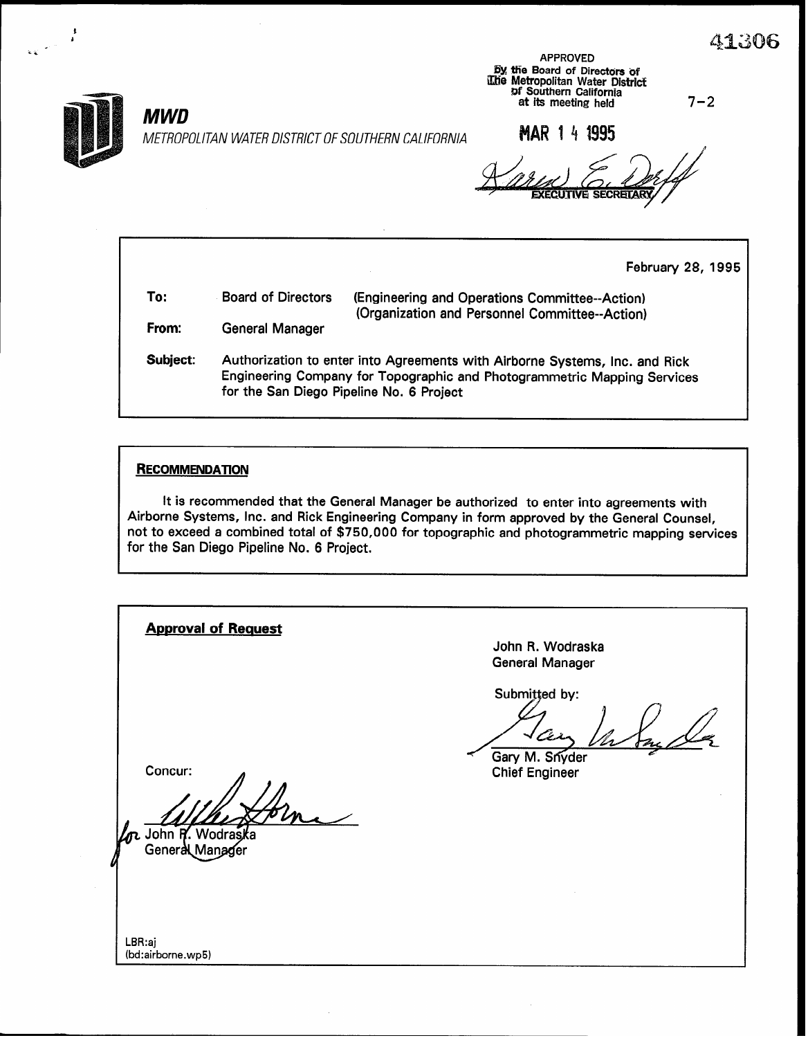41306

APPROVED
By the Board of Directors of
The Metropolitan Water District
of Southern California
at its meeting held

7-2

**MWD**

METROPOLITAN WATER DISTRICT OF SOUTHERN CALIFORNIA

MAR 14 1995

EXECUTIVE SECRETARY

February 28, 1995

**To:** Board of Directors (Engineering and Operations Committee--Action) (Organization and Personnel Committee--Action)

**From:** General Manager

**Subject:** Authorization to enter into Agreements with Airborne Systems, Inc. and Rick Engineering Company for Topographic and Photogrammetric Mapping Services for the San Diego Pipeline No. 6 Project

**RECOMMENDATION**

It is recommended that the General Manager be authorized to enter into agreements with Airborne Systems, Inc. and Rick Engineering Company in form approved by the General Counsel, not to exceed a combined total of $750,000 for topographic and photogrammetric mapping services for the San Diego Pipeline No. 6 Project.

**Approval of Request**

John R. Wodraska
General Manager

Submitted by:

Gary M. Snyder
Chief Engineer

Concur:

for John R. Wodraska
General Manager

LBR:aj
(bd:airborne.wp5)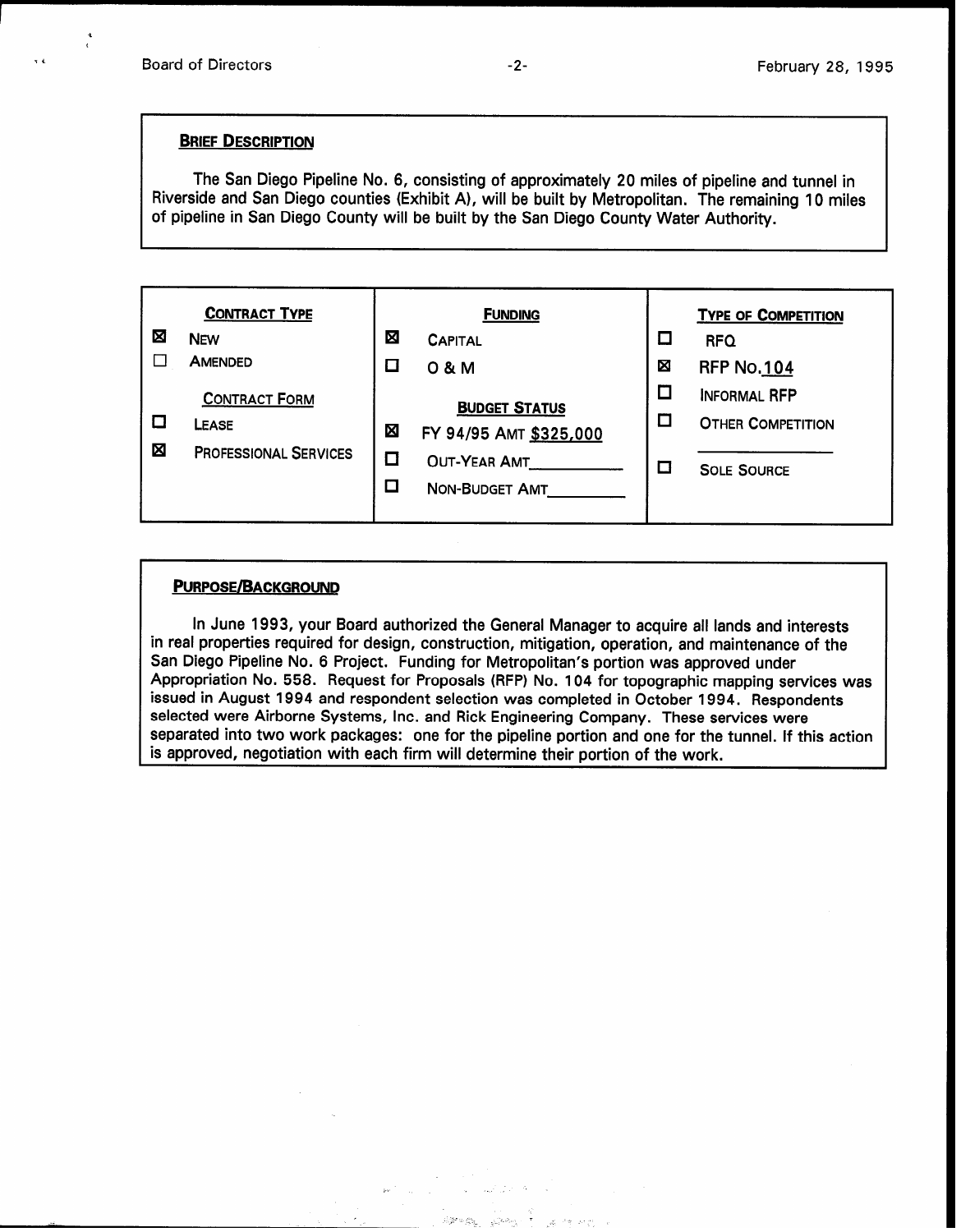## BRIEF DESCRIPTION

The San Diego Pipeline No. 6, consisting of approximately 20 miles of pipeline and tunnel in Riverside and San Diego counties (Exhibit A), will be built by Metropolitan. The remaining 10 miles of pipeline in San Diego County will be built by the San Diego County Water Authority.

| CONTRACT TYPE | FUNDING | TYPE OF COMPETITION |
|---|---|---|
| ☒ NEW | ☒ CAPITAL | ☐ RFQ |
| ☐ AMENDED | ☐ O & M | ☒ RFP No. 104 |
| **CONTRACT FORM** | **BUDGET STATUS** | ☐ INFORMAL RFP |
| ☐ LEASE | ☒ FY 94/95 AMT $325,000 | ☐ OTHER COMPETITION |
| ☒ PROFESSIONAL SERVICES | ☐ OUT-YEAR AMT\_\_\_\_\_\_\_\_\_\_ | ☐ SOLE SOURCE |
| | ☐ NON-BUDGET AMT\_\_\_\_\_\_\_\_\_\_ | |

## PURPOSE/BACKGROUND

In June 1993, your Board authorized the General Manager to acquire all lands and interests in real properties required for design, construction, mitigation, operation, and maintenance of the San Diego Pipeline No. 6 Project. Funding for Metropolitan's portion was approved under Appropriation No. 558. Request for Proposals (RFP) No. 104 for topographic mapping services was issued in August 1994 and respondent selection was completed in October 1994. Respondents selected were Airborne Systems, Inc. and Rick Engineering Company. These services were separated into two work packages: one for the pipeline portion and one for the tunnel. If this action is approved, negotiation with each firm will determine their portion of the work.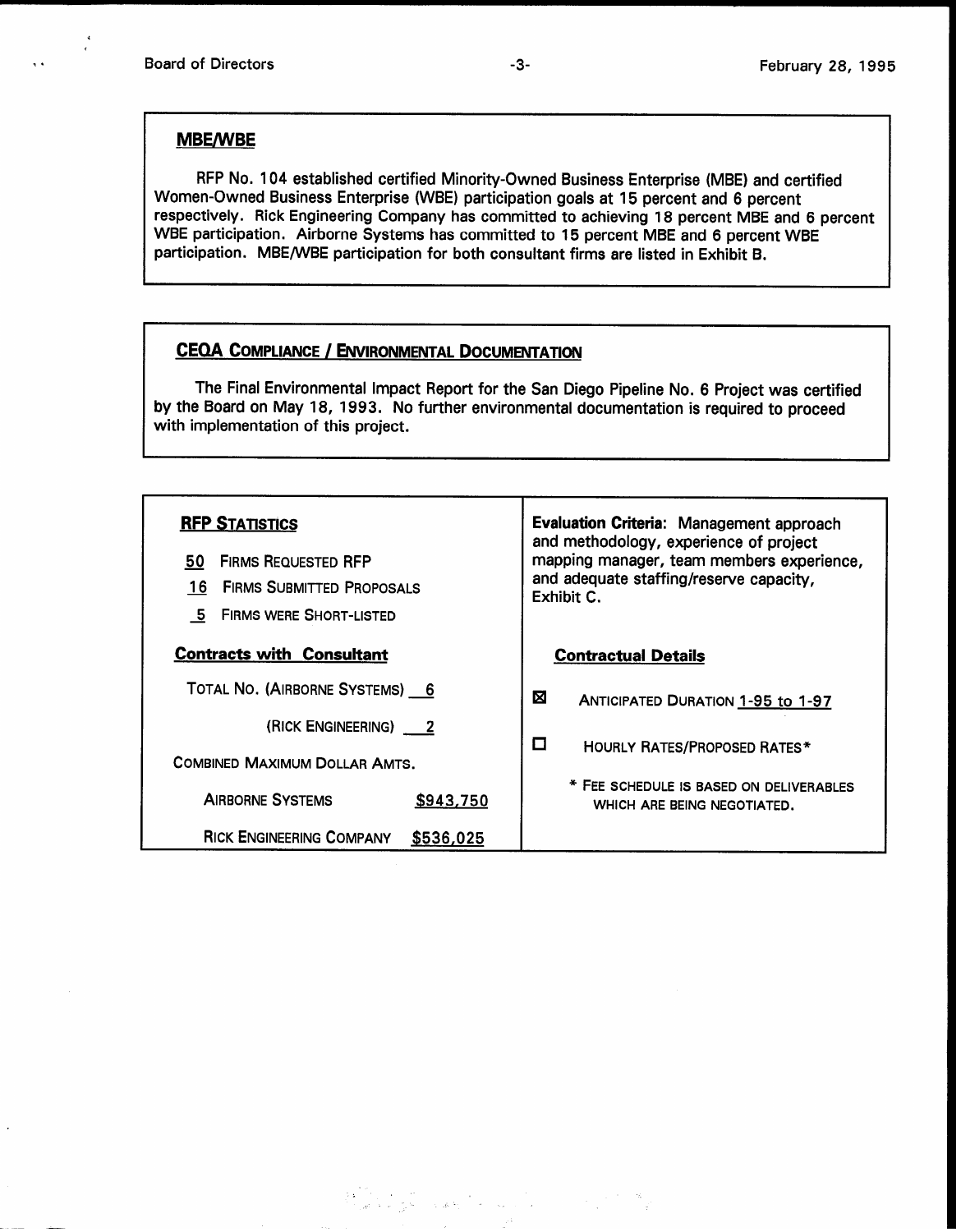## MBE/WBE

RFP No. 104 established certified Minority-Owned Business Enterprise (MBE) and certified Women-Owned Business Enterprise (WBE) participation goals at 15 percent and 6 percent respectively. Rick Engineering Company has committed to achieving 18 percent MBE and 6 percent WBE participation. Airborne Systems has committed to 15 percent MBE and 6 percent WBE participation. MBE/WBE participation for both consultant firms are listed in Exhibit B.

## CEQA Compliance / Environmental Documentation

The Final Environmental Impact Report for the San Diego Pipeline No. 6 Project was certified by the Board on May 18, 1993. No further environmental documentation is required to proceed with implementation of this project.

## RFP Statistics

- 50 Firms Requested RFP
- 16 Firms Submitted Proposals
- 5 Firms Were Short-listed

**Evaluation Criteria:** Management approach and methodology, experience of project mapping manager, team members experience, and adequate staffing/reserve capacity, Exhibit C.

### Contracts with Consultant

Total No. (Airborne Systems) 6

(Rick Engineering) 2

Combined Maximum Dollar Amts.

| | |
|---|---|
| Airborne Systems | $943,750 |
| Rick Engineering Company | $536,025 |

### Contractual Details

- [x] Anticipated Duration 1-95 to 1-97
- [ ] Hourly Rates/Proposed Rates*

\* Fee schedule is based on deliverables which are being negotiated.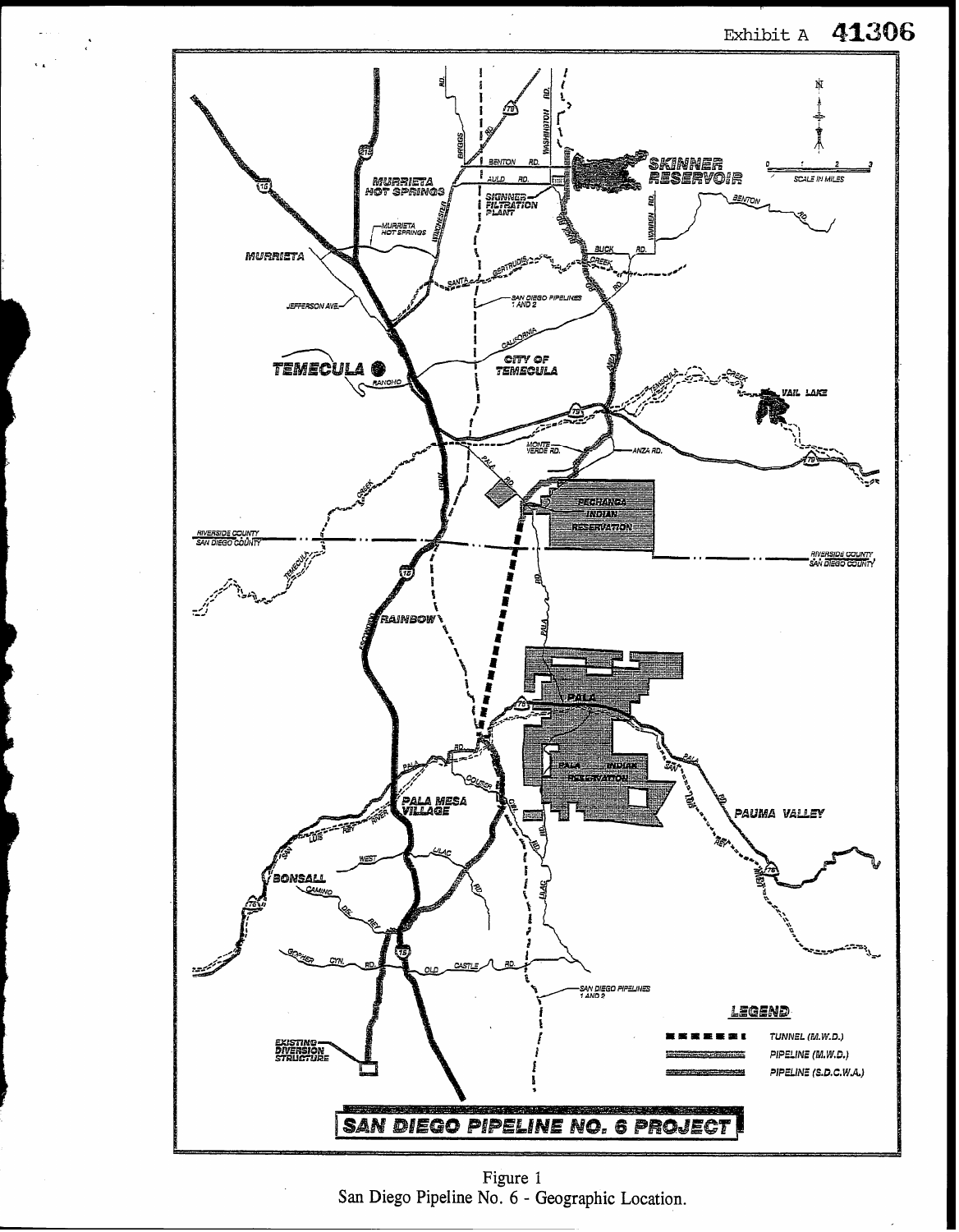Exhibit A 41306

SAN DIEGO PIPELINE NO. 6 PROJECT

Figure 1
San Diego Pipeline No. 6 - Geographic Location.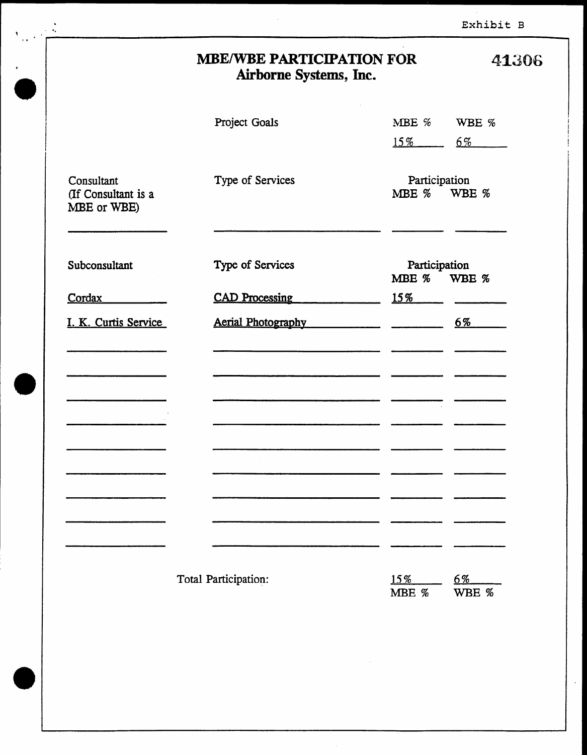Exhibit B

# MBE/WBE PARTICIPATION FOR Airborne Systems, Inc.

41306

| | Project Goals | MBE % | WBE % |
|---|---|---|---|
| | | 15% | 6% |

| Consultant (If Consultant is a MBE or WBE) | Type of Services | Participation MBE % | Participation WBE % |
|---|---|---|---|
| | | | |

| Subconsultant | Type of Services | Participation MBE % | Participation WBE % |
|---|---|---|---|
| Cordax | CAD Processing | 15% | |
| I. K. Curtis Service | Aerial Photography | | 6% |
| | | | |
| | | | |
| | | | |
| | | | |
| | | | |
| | | | |
| | | | |
| | | | |
| | | | |

| Total Participation: | MBE % | WBE % |
|---|---|---|
| | 15% | 6% |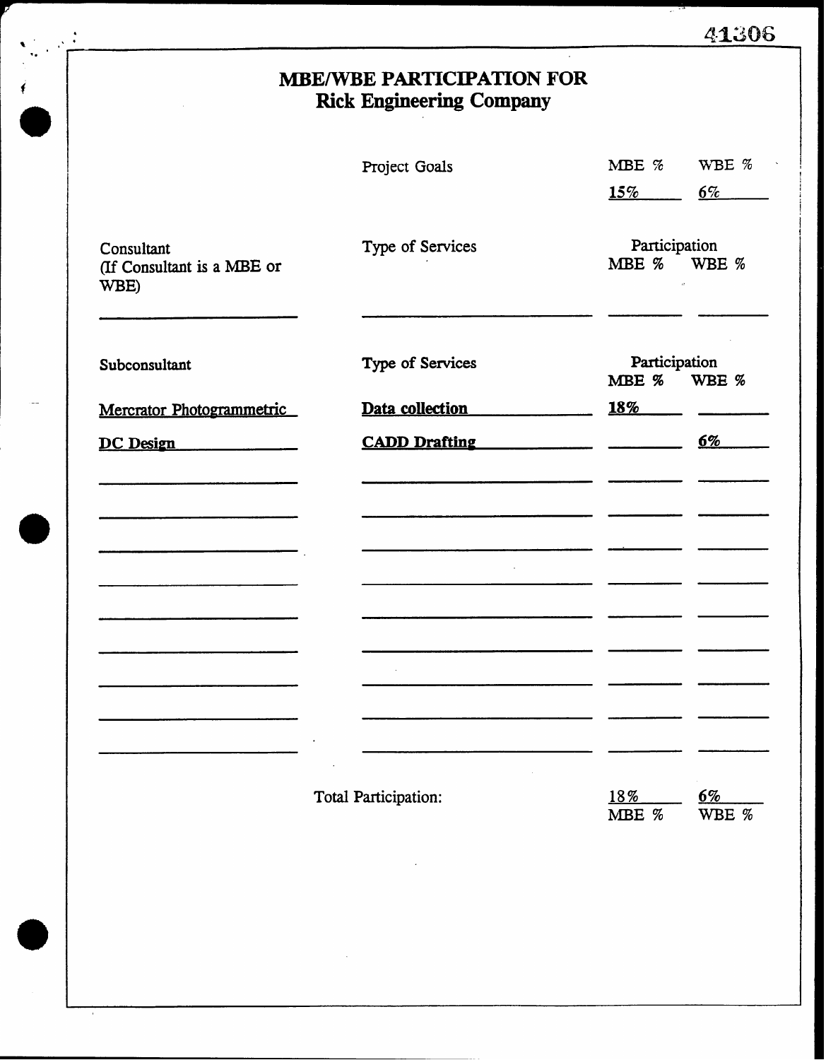# MBE/WBE PARTICIPATION FOR
## Rick Engineering Company

| | Project Goals | MBE % | WBE % |
|---|---|---|---|
| | | 15% | 6% |

| Consultant (If Consultant is a MBE or WBE) | Type of Services | Participation MBE % | Participation WBE % |
|---|---|---|---|
| | | | |

| Subconsultant | Type of Services | Participation MBE % | Participation WBE % |
|---|---|---|---|
| Mercrator Photogrammetric | Data collection | 18% | |
| DC Design | CADD Drafting | | 6% |

| | Total Participation: | MBE % | WBE % |
|---|---|---|---|
| | | 18% | 6% |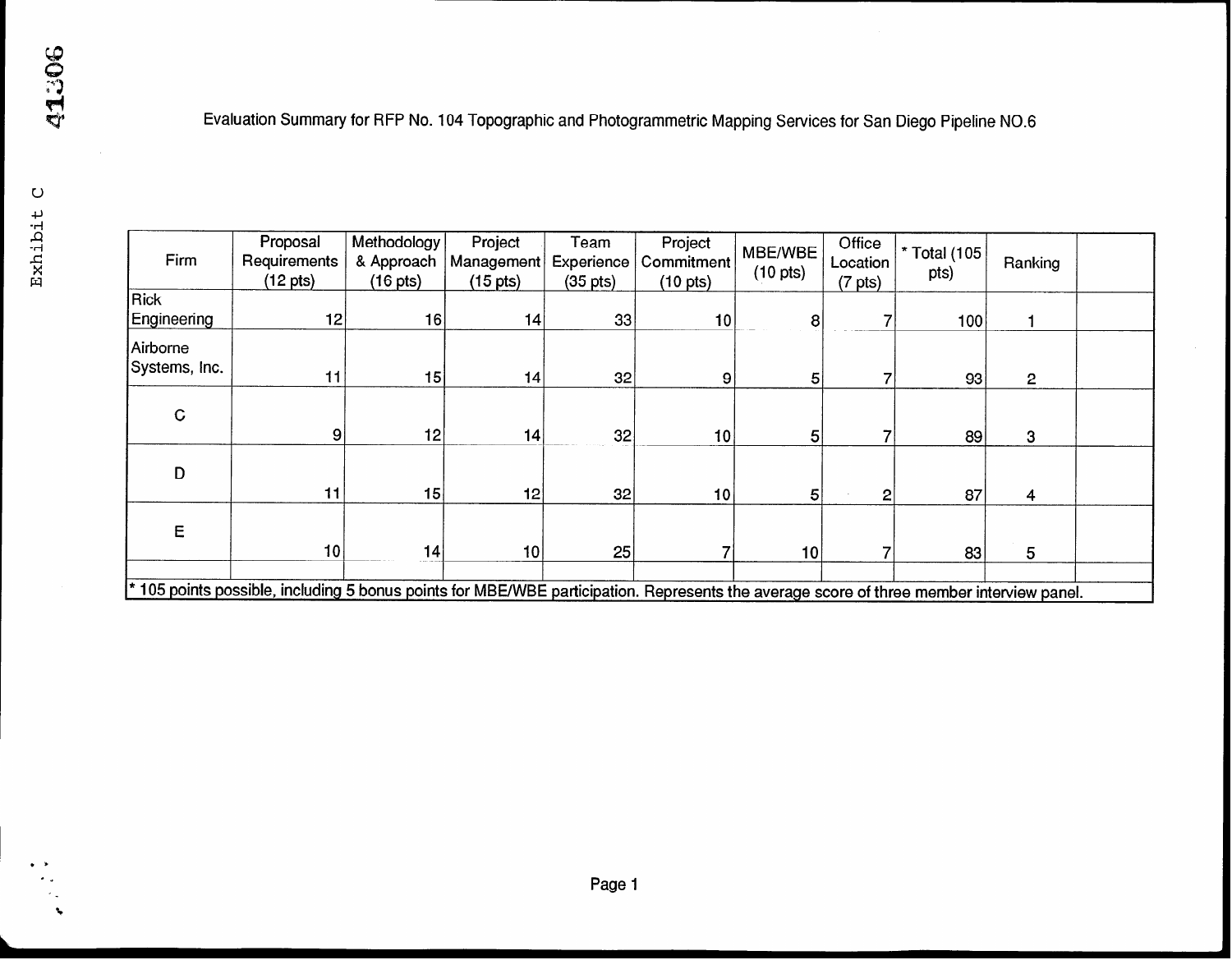41306

Exhibit C

Evaluation Summary for RFP No. 104 Topographic and Photogrammetric Mapping Services for San Diego Pipeline NO.6

| Firm | Proposal Requirements (12 pts) | Methodology & Approach (16 pts) | Project Management (15 pts) | Team Experience (35 pts) | Project Commitment (10 pts) | MBE/WBE (10 pts) | Office Location (7 pts) | * Total (105 pts) | Ranking | |
|---|---|---|---|---|---|---|---|---|---|---|
| Rick Engineering | 12 | 16 | 14 | 33 | 10 | 8 | 7 | 100 | 1 | |
| Airborne Systems, Inc. | 11 | 15 | 14 | 32 | 9 | 5 | 7 | 93 | 2 | |
| C | 9 | 12 | 14 | 32 | 10 | 5 | 7 | 89 | 3 | |
| D | 11 | 15 | 12 | 32 | 10 | 5 | 2 | 87 | 4 | |
| E | 10 | 14 | 10 | 25 | 7 | 10 | 7 | 83 | 5 | |
| | | | | | | | | | | |

* 105 points possible, including 5 bonus points for MBE/WBE participation. Represents the average score of three member interview panel.